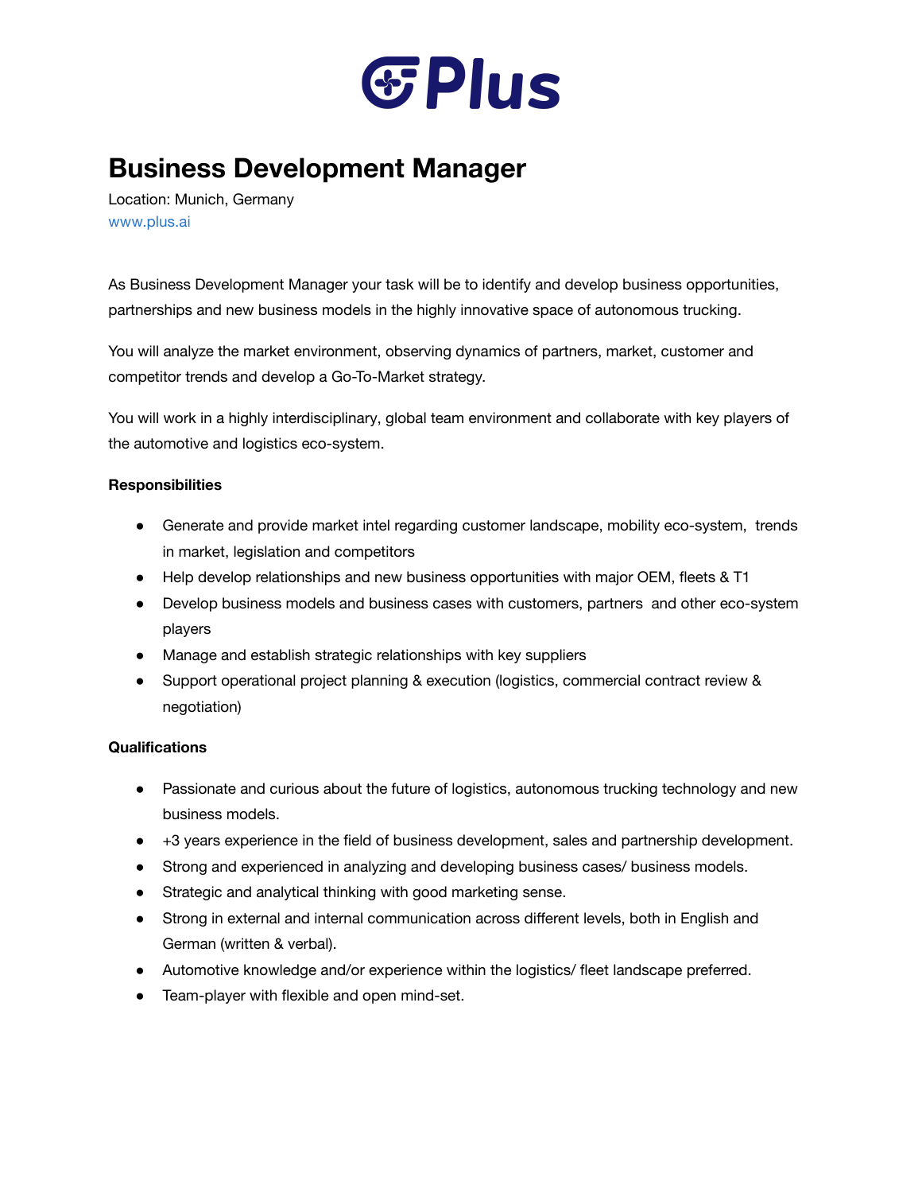Plus

# Business Development Manager

Location: Munich, Germany
www.plus.ai

As Business Development Manager your task will be to identify and develop business opportunities, partnerships and new business models in the highly innovative space of autonomous trucking.

You will analyze the market environment, observing dynamics of partners, market, customer and competitor trends and develop a Go-To-Market strategy.

You will work in a highly interdisciplinary, global team environment and collaborate with key players of the automotive and logistics eco-system.

**Responsibilities**

- Generate and provide market intel regarding customer landscape, mobility eco-system, trends in market, legislation and competitors
- Help develop relationships and new business opportunities with major OEM, fleets & T1
- Develop business models and business cases with customers, partners and other eco-system players
- Manage and establish strategic relationships with key suppliers
- Support operational project planning & execution (logistics, commercial contract review & negotiation)

**Qualifications**

- Passionate and curious about the future of logistics, autonomous trucking technology and new business models.
- +3 years experience in the field of business development, sales and partnership development.
- Strong and experienced in analyzing and developing business cases/ business models.
- Strategic and analytical thinking with good marketing sense.
- Strong in external and internal communication across different levels, both in English and German (written & verbal).
- Automotive knowledge and/or experience within the logistics/ fleet landscape preferred.
- Team-player with flexible and open mind-set.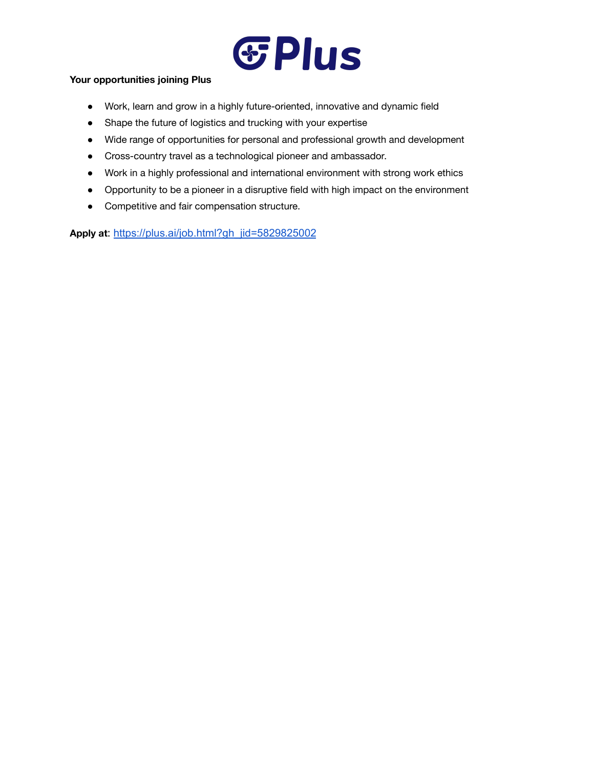**Your opportunities joining Plus**

- Work, learn and grow in a highly future-oriented, innovative and dynamic field
- Shape the future of logistics and trucking with your expertise
- Wide range of opportunities for personal and professional growth and development
- Cross-country travel as a technological pioneer and ambassador.
- Work in a highly professional and international environment with strong work ethics
- Opportunity to be a pioneer in a disruptive field with high impact on the environment
- Competitive and fair compensation structure.

**Apply at**: [https://plus.ai/job.html?gh_jid=5829825002](https://plus.ai/job.html?gh_jid=5829825002)